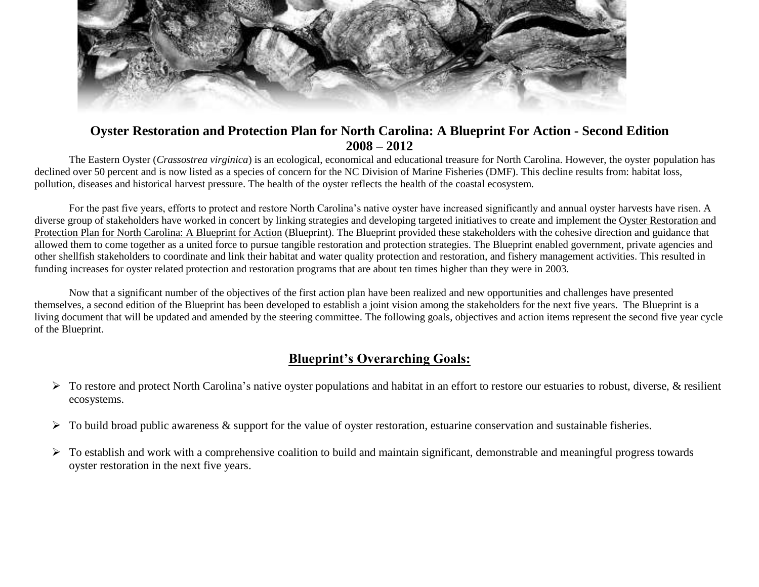# Oyster Restoration and Protection Plan for North Carolina: A Blueprint For Action - Second Edition 2008 – 2012

The Eastern Oyster (*Crassostrea virginica*) is an ecological, economical and educational treasure for North Carolina. However, the oyster population has declined over 50 percent and is now listed as a species of concern for the NC Division of Marine Fisheries (DMF). This decline results from: habitat loss, pollution, diseases and historical harvest pressure. The health of the oyster reflects the health of the coastal ecosystem.

For the past five years, efforts to protect and restore North Carolina's native oyster have increased significantly and annual oyster harvests have risen. A diverse group of stakeholders have worked in concert by linking strategies and developing targeted initiatives to create and implement the Oyster Restoration and Protection Plan for North Carolina: A Blueprint for Action (Blueprint). The Blueprint provided these stakeholders with the cohesive direction and guidance that allowed them to come together as a united force to pursue tangible restoration and protection strategies. The Blueprint enabled government, private agencies and other shellfish stakeholders to coordinate and link their habitat and water quality protection and restoration, and fishery management activities. This resulted in funding increases for oyster related protection and restoration programs that are about ten times higher than they were in 2003.

Now that a significant number of the objectives of the first action plan have been realized and new opportunities and challenges have presented themselves, a second edition of the Blueprint has been developed to establish a joint vision among the stakeholders for the next five years. The Blueprint is a living document that will be updated and amended by the steering committee. The following goals, objectives and action items represent the second five year cycle of the Blueprint.

## Blueprint's Overarching Goals:

- To restore and protect North Carolina's native oyster populations and habitat in an effort to restore our estuaries to robust, diverse, & resilient ecosystems.
- To build broad public awareness & support for the value of oyster restoration, estuarine conservation and sustainable fisheries.
- To establish and work with a comprehensive coalition to build and maintain significant, demonstrable and meaningful progress towards oyster restoration in the next five years.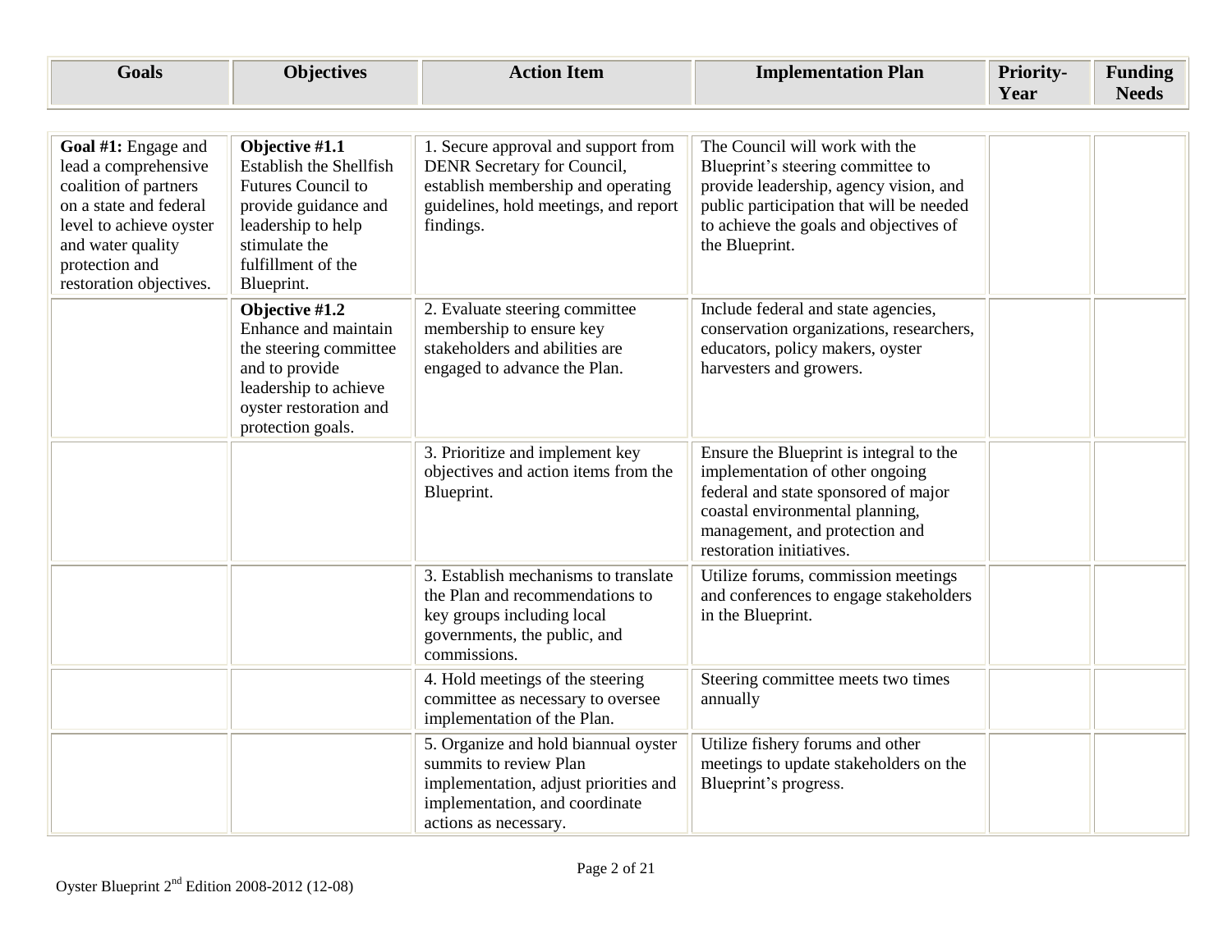| Goals | Objectives | Action Item | Implementation Plan | Priority-Year | Funding Needs |
|---|---|---|---|---|---|
| **Goal #1:** Engage and lead a comprehensive coalition of partners on a state and federal level to achieve oyster and water quality protection and restoration objectives. | **Objective #1.1** Establish the Shellfish Futures Council to provide guidance and leadership to help stimulate the fulfillment of the Blueprint. | 1. Secure approval and support from DENR Secretary for Council, establish membership and operating guidelines, hold meetings, and report findings. | The Council will work with the Blueprint's steering committee to provide leadership, agency vision, and public participation that will be needed to achieve the goals and objectives of the Blueprint. | | |
| | **Objective #1.2** Enhance and maintain the steering committee and to provide leadership to achieve oyster restoration and protection goals. | 2. Evaluate steering committee membership to ensure key stakeholders and abilities are engaged to advance the Plan. | Include federal and state agencies, conservation organizations, researchers, educators, policy makers, oyster harvesters and growers. | | |
| | | 3. Prioritize and implement key objectives and action items from the Blueprint. | Ensure the Blueprint is integral to the implementation of other ongoing federal and state sponsored of major coastal environmental planning, management, and protection and restoration initiatives. | | |
| | | 3. Establish mechanisms to translate the Plan and recommendations to key groups including local governments, the public, and commissions. | Utilize forums, commission meetings and conferences to engage stakeholders in the Blueprint. | | |
| | | 4. Hold meetings of the steering committee as necessary to oversee implementation of the Plan. | Steering committee meets two times annually | | |
| | | 5. Organize and hold biannual oyster summits to review Plan implementation, adjust priorities and implementation, and coordinate actions as necessary. | Utilize fishery forums and other meetings to update stakeholders on the Blueprint's progress. | | |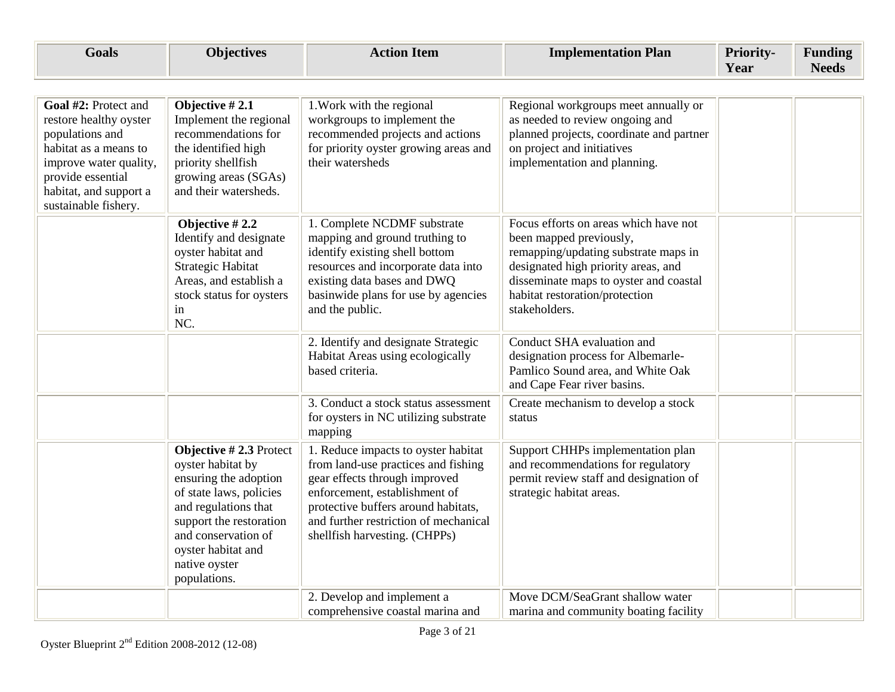| Goals | Objectives | Action Item | Implementation Plan | Priority-Year | Funding Needs |
|---|---|---|---|---|---|
| **Goal #2:** Protect and restore healthy oyster populations and habitat as a means to improve water quality, provide essential habitat, and support a sustainable fishery. | **Objective # 2.1** Implement the regional recommendations for the identified high priority shellfish growing areas (SGAs) and their watersheds. | 1.Work with the regional workgroups to implement the recommended projects and actions for priority oyster growing areas and their watersheds | Regional workgroups meet annually or as needed to review ongoing and planned projects, coordinate and partner on project and initiatives implementation and planning. | | |
| | **Objective # 2.2** Identify and designate oyster habitat and Strategic Habitat Areas, and establish a stock status for oysters in NC. | 1. Complete NCDMF substrate mapping and ground truthing to identify existing shell bottom resources and incorporate data into existing data bases and DWQ basinwide plans for use by agencies and the public. | Focus efforts on areas which have not been mapped previously, remapping/updating substrate maps in designated high priority areas, and disseminate maps to oyster and coastal habitat restoration/protection stakeholders. | | |
| | | 2. Identify and designate Strategic Habitat Areas using ecologically based criteria. | Conduct SHA evaluation and designation process for Albemarle-Pamlico Sound area, and White Oak and Cape Fear river basins. | | |
| | | 3. Conduct a stock status assessment for oysters in NC utilizing substrate mapping | Create mechanism to develop a stock status | | |
| | **Objective # 2.3** Protect oyster habitat by ensuring the adoption of state laws, policies and regulations that support the restoration and conservation of oyster habitat and native oyster populations. | 1. Reduce impacts to oyster habitat from land-use practices and fishing gear effects through improved enforcement, establishment of protective buffers around habitats, and further restriction of mechanical shellfish harvesting. (CHPPs) | Support CHHPs implementation plan and recommendations for regulatory permit review staff and designation of strategic habitat areas. | | |
| | | 2. Develop and implement a comprehensive coastal marina and | Move DCM/SeaGrant shallow water marina and community boating facility | | |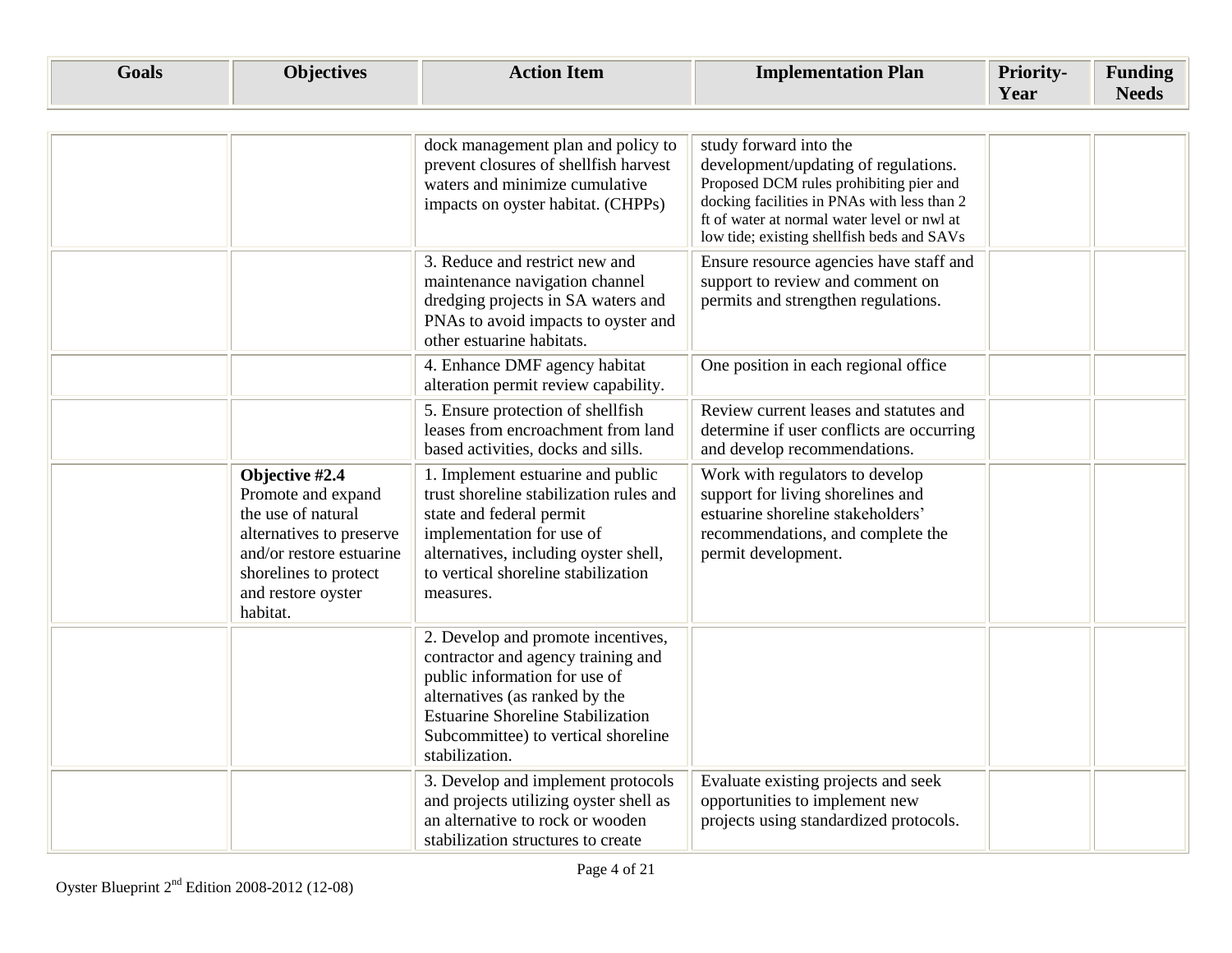| Goals | Objectives | Action Item | Implementation Plan | Priority-Year | Funding Needs |
|---|---|---|---|---|---|
| | | dock management plan and policy to prevent closures of shellfish harvest waters and minimize cumulative impacts on oyster habitat. (CHPPs) | study forward into the development/updating of regulations. Proposed DCM rules prohibiting pier and docking facilities in PNAs with less than 2 ft of water at normal water level or nwl at low tide; existing shellfish beds and SAVs | | |
| | | 3. Reduce and restrict new and maintenance navigation channel dredging projects in SA waters and PNAs to avoid impacts to oyster and other estuarine habitats. | Ensure resource agencies have staff and support to review and comment on permits and strengthen regulations. | | |
| | | 4. Enhance DMF agency habitat alteration permit review capability. | One position in each regional office | | |
| | | 5. Ensure protection of shellfish leases from encroachment from land based activities, docks and sills. | Review current leases and statutes and determine if user conflicts are occurring and develop recommendations. | | |
| | **Objective #2.4** Promote and expand the use of natural alternatives to preserve and/or restore estuarine shorelines to protect and restore oyster habitat. | 1. Implement estuarine and public trust shoreline stabilization rules and state and federal permit implementation for use of alternatives, including oyster shell, to vertical shoreline stabilization measures. | Work with regulators to develop support for living shorelines and estuarine shoreline stakeholders' recommendations, and complete the permit development. | | |
| | | 2. Develop and promote incentives, contractor and agency training and public information for use of alternatives (as ranked by the Estuarine Shoreline Stabilization Subcommittee) to vertical shoreline stabilization. | | | |
| | | 3. Develop and implement protocols and projects utilizing oyster shell as an alternative to rock or wooden stabilization structures to create | Evaluate existing projects and seek opportunities to implement new projects using standardized protocols. | | |

Oyster Blueprint 2nd Edition 2008-2012 (12-08)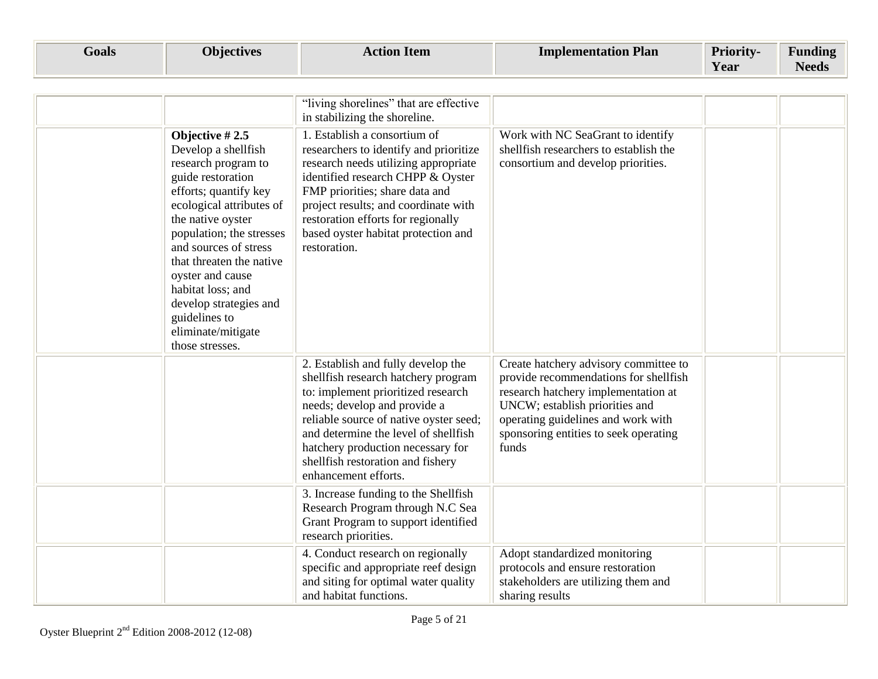| Goals | Objectives | Action Item | Implementation Plan | Priority-Year | Funding Needs |
|---|---|---|---|---|---|
| | | "living shorelines" that are effective in stabilizing the shoreline. | | | |
| | **Objective # 2.5** Develop a shellfish research program to guide restoration efforts; quantify key ecological attributes of the native oyster population; the stresses and sources of stress that threaten the native oyster and cause habitat loss; and develop strategies and guidelines to eliminate/mitigate those stresses. | 1. Establish a consortium of researchers to identify and prioritize research needs utilizing appropriate identified research CHPP & Oyster FMP priorities; share data and project results; and coordinate with restoration efforts for regionally based oyster habitat protection and restoration. | Work with NC SeaGrant to identify shellfish researchers to establish the consortium and develop priorities. | | |
| | | 2. Establish and fully develop the shellfish research hatchery program to: implement prioritized research needs; develop and provide a reliable source of native oyster seed; and determine the level of shellfish hatchery production necessary for shellfish restoration and fishery enhancement efforts. | Create hatchery advisory committee to provide recommendations for shellfish research hatchery implementation at UNCW; establish priorities and operating guidelines and work with sponsoring entities to seek operating funds | | |
| | | 3. Increase funding to the Shellfish Research Program through N.C Sea Grant Program to support identified research priorities. | | | |
| | | 4. Conduct research on regionally specific and appropriate reef design and siting for optimal water quality and habitat functions. | Adopt standardized monitoring protocols and ensure restoration stakeholders are utilizing them and sharing results | | |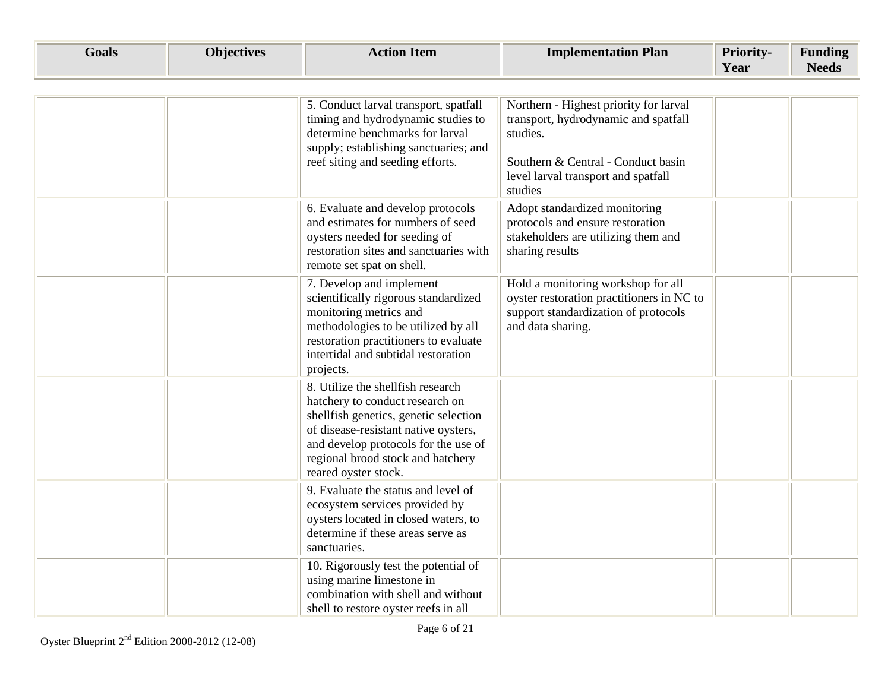| Goals | Objectives | Action Item | Implementation Plan | Priority-Year | Funding Needs |
|---|---|---|---|---|---|
| | | 5. Conduct larval transport, spatfall timing and hydrodynamic studies to determine benchmarks for larval supply; establishing sanctuaries; and reef siting and seeding efforts. | Northern - Highest priority for larval transport, hydrodynamic and spatfall studies.<br><br>Southern & Central - Conduct basin level larval transport and spatfall studies | | |
| | | 6. Evaluate and develop protocols and estimates for numbers of seed oysters needed for seeding of restoration sites and sanctuaries with remote set spat on shell. | Adopt standardized monitoring protocols and ensure restoration stakeholders are utilizing them and sharing results | | |
| | | 7. Develop and implement scientifically rigorous standardized monitoring metrics and methodologies to be utilized by all restoration practitioners to evaluate intertidal and subtidal restoration projects. | Hold a monitoring workshop for all oyster restoration practitioners in NC to support standardization of protocols and data sharing. | | |
| | | 8. Utilize the shellfish research hatchery to conduct research on shellfish genetics, genetic selection of disease-resistant native oysters, and develop protocols for the use of regional brood stock and hatchery reared oyster stock. | | | |
| | | 9. Evaluate the status and level of ecosystem services provided by oysters located in closed waters, to determine if these areas serve as sanctuaries. | | | |
| | | 10. Rigorously test the potential of using marine limestone in combination with shell and without shell to restore oyster reefs in all | | | |

Oyster Blueprint 2nd Edition 2008-2012 (12-08)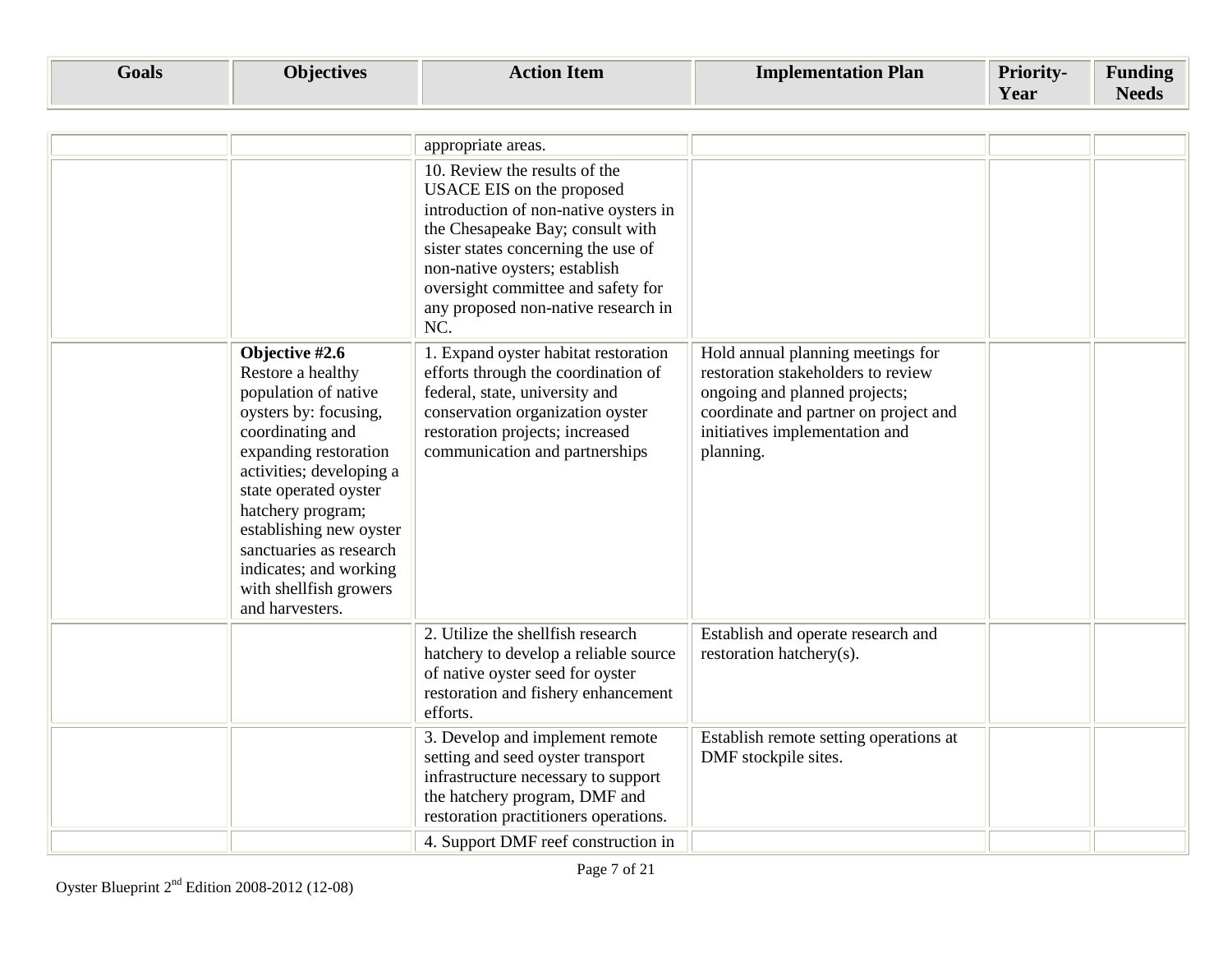| Goals | Objectives | Action Item | Implementation Plan | Priority-Year | Funding Needs |
|---|---|---|---|---|---|
| | | appropriate areas. | | | |
| | | 10. Review the results of the USACE EIS on the proposed introduction of non-native oysters in the Chesapeake Bay; consult with sister states concerning the use of non-native oysters; establish oversight committee and safety for any proposed non-native research in NC. | | | |
| | **Objective #2.6** Restore a healthy population of native oysters by: focusing, coordinating and expanding restoration activities; developing a state operated oyster hatchery program; establishing new oyster sanctuaries as research indicates; and working with shellfish growers and harvesters. | 1. Expand oyster habitat restoration efforts through the coordination of federal, state, university and conservation organization oyster restoration projects; increased communication and partnerships | Hold annual planning meetings for restoration stakeholders to review ongoing and planned projects; coordinate and partner on project and initiatives implementation and planning. | | |
| | | 2. Utilize the shellfish research hatchery to develop a reliable source of native oyster seed for oyster restoration and fishery enhancement efforts. | Establish and operate research and restoration hatchery(s). | | |
| | | 3. Develop and implement remote setting and seed oyster transport infrastructure necessary to support the hatchery program, DMF and restoration practitioners operations. | Establish remote setting operations at DMF stockpile sites. | | |
| | | 4. Support DMF reef construction in | | | |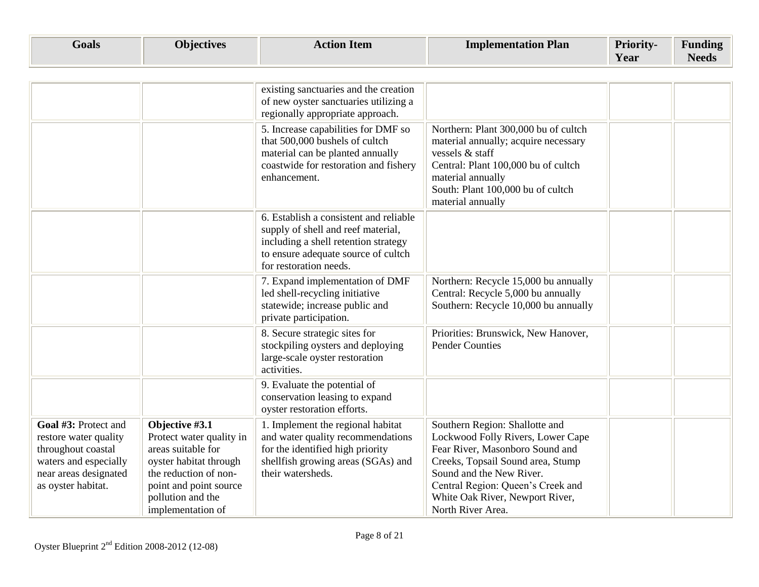| Goals | Objectives | Action Item | Implementation Plan | Priority-Year | Funding Needs |
|---|---|---|---|---|---|
| | | existing sanctuaries and the creation of new oyster sanctuaries utilizing a regionally appropriate approach. | | | |
| | | 5. Increase capabilities for DMF so that 500,000 bushels of cultch material can be planted annually coastwide for restoration and fishery enhancement. | Northern: Plant 300,000 bu of cultch material annually; acquire necessary vessels & staff<br>Central: Plant 100,000 bu of cultch material annually<br>South: Plant 100,000 bu of cultch material annually | | |
| | | 6. Establish a consistent and reliable supply of shell and reef material, including a shell retention strategy to ensure adequate source of cultch for restoration needs. | | | |
| | | 7. Expand implementation of DMF led shell-recycling initiative statewide; increase public and private participation. | Northern: Recycle 15,000 bu annually<br>Central: Recycle 5,000 bu annually<br>Southern: Recycle 10,000 bu annually | | |
| | | 8. Secure strategic sites for stockpiling oysters and deploying large-scale oyster restoration activities. | Priorities: Brunswick, New Hanover, Pender Counties | | |
| | | 9. Evaluate the potential of conservation leasing to expand oyster restoration efforts. | | | |
| **Goal #3:** Protect and restore water quality throughout coastal waters and especially near areas designated as oyster habitat. | **Objective #3.1** Protect water quality in areas suitable for oyster habitat through the reduction of non-point and point source pollution and the implementation of | 1. Implement the regional habitat and water quality recommendations for the identified high priority shellfish growing areas (SGAs) and their watersheds. | Southern Region: Shallotte and Lockwood Folly Rivers, Lower Cape Fear River, Masonboro Sound and Creeks, Topsail Sound area, Stump Sound and the New River.<br>Central Region: Queen's Creek and White Oak River, Newport River, North River Area. | | |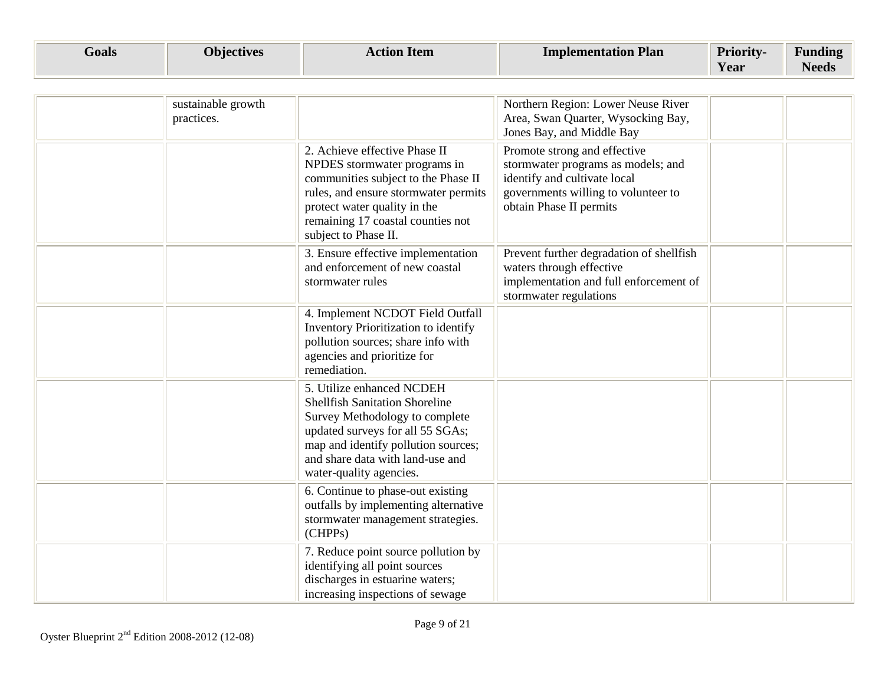| Goals | Objectives | Action Item | Implementation Plan | Priority-Year | Funding Needs |
|---|---|---|---|---|---|
| | sustainable growth practices. | | Northern Region: Lower Neuse River Area, Swan Quarter, Wysocking Bay, Jones Bay, and Middle Bay | | |
| | | 2. Achieve effective Phase II NPDES stormwater programs in communities subject to the Phase II rules, and ensure stormwater permits protect water quality in the remaining 17 coastal counties not subject to Phase II. | Promote strong and effective stormwater programs as models; and identify and cultivate local governments willing to volunteer to obtain Phase II permits | | |
| | | 3. Ensure effective implementation and enforcement of new coastal stormwater rules | Prevent further degradation of shellfish waters through effective implementation and full enforcement of stormwater regulations | | |
| | | 4. Implement NCDOT Field Outfall Inventory Prioritization to identify pollution sources; share info with agencies and prioritize for remediation. | | | |
| | | 5. Utilize enhanced NCDEH Shellfish Sanitation Shoreline Survey Methodology to complete updated surveys for all 55 SGAs; map and identify pollution sources; and share data with land-use and water-quality agencies. | | | |
| | | 6. Continue to phase-out existing outfalls by implementing alternative stormwater management strategies. (CHPPs) | | | |
| | | 7. Reduce point source pollution by identifying all point sources discharges in estuarine waters; increasing inspections of sewage | | | |

Oyster Blueprint 2nd Edition 2008-2012 (12-08)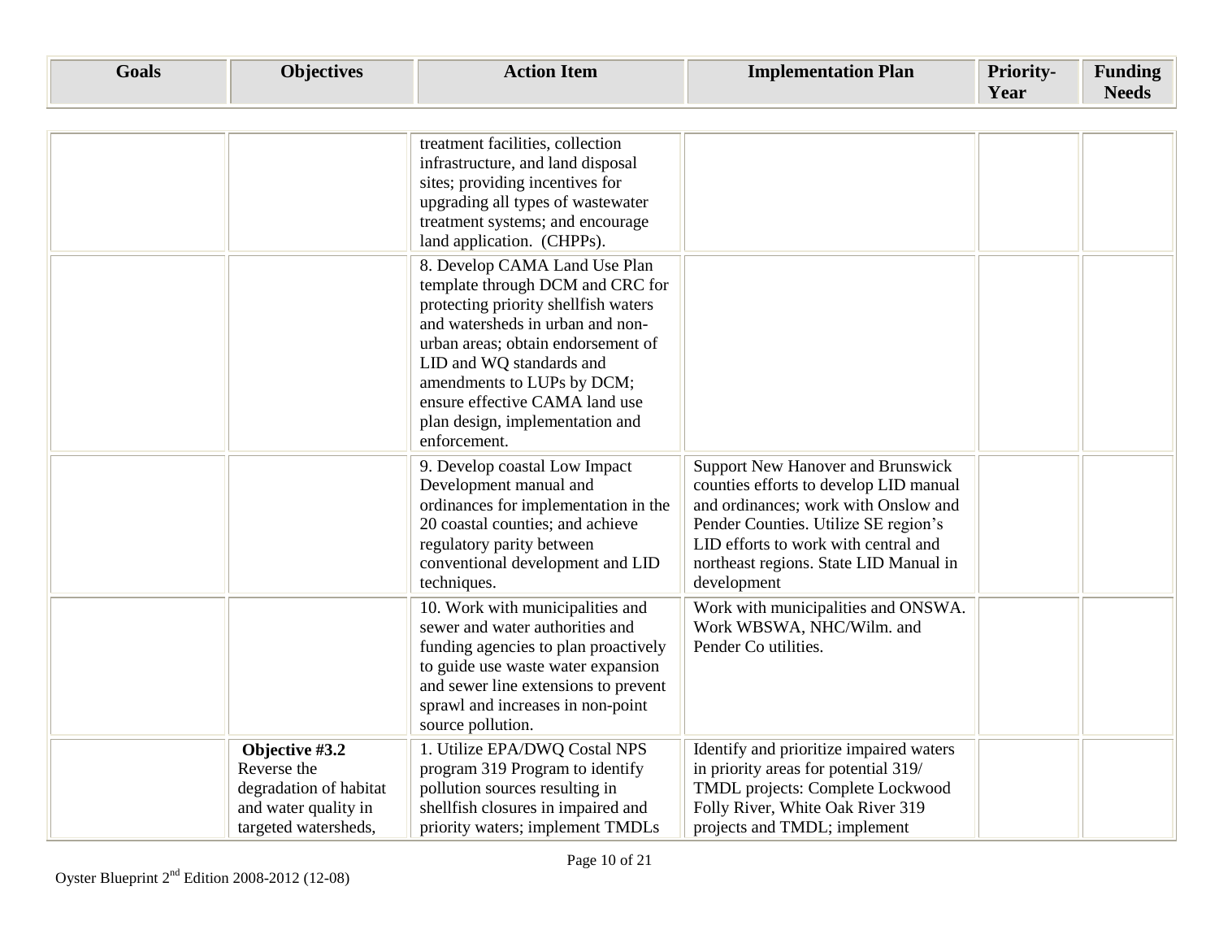| Goals | Objectives | Action Item | Implementation Plan | Priority-Year | Funding Needs |
|---|---|---|---|---|---|
| | | treatment facilities, collection infrastructure, and land disposal sites; providing incentives for upgrading all types of wastewater treatment systems; and encourage land application. (CHPPs). | | | |
| | | 8. Develop CAMA Land Use Plan template through DCM and CRC for protecting priority shellfish waters and watersheds in urban and non-urban areas; obtain endorsement of LID and WQ standards and amendments to LUPs by DCM; ensure effective CAMA land use plan design, implementation and enforcement. | | | |
| | | 9. Develop coastal Low Impact Development manual and ordinances for implementation in the 20 coastal counties; and achieve regulatory parity between conventional development and LID techniques. | Support New Hanover and Brunswick counties efforts to develop LID manual and ordinances; work with Onslow and Pender Counties. Utilize SE region's LID efforts to work with central and northeast regions. State LID Manual in development | | |
| | | 10. Work with municipalities and sewer and water authorities and funding agencies to plan proactively to guide use waste water expansion and sewer line extensions to prevent sprawl and increases in non-point source pollution. | Work with municipalities and ONSWA. Work WBSWA, NHC/Wilm. and Pender Co utilities. | | |
| | **Objective #3.2** Reverse the degradation of habitat and water quality in targeted watersheds, | 1. Utilize EPA/DWQ Costal NPS program 319 Program to identify pollution sources resulting in shellfish closures in impaired and priority waters; implement TMDLs | Identify and prioritize impaired waters in priority areas for potential 319/ TMDL projects: Complete Lockwood Folly River, White Oak River 319 projects and TMDL; implement | | |

Oyster Blueprint 2nd Edition 2008-2012 (12-08)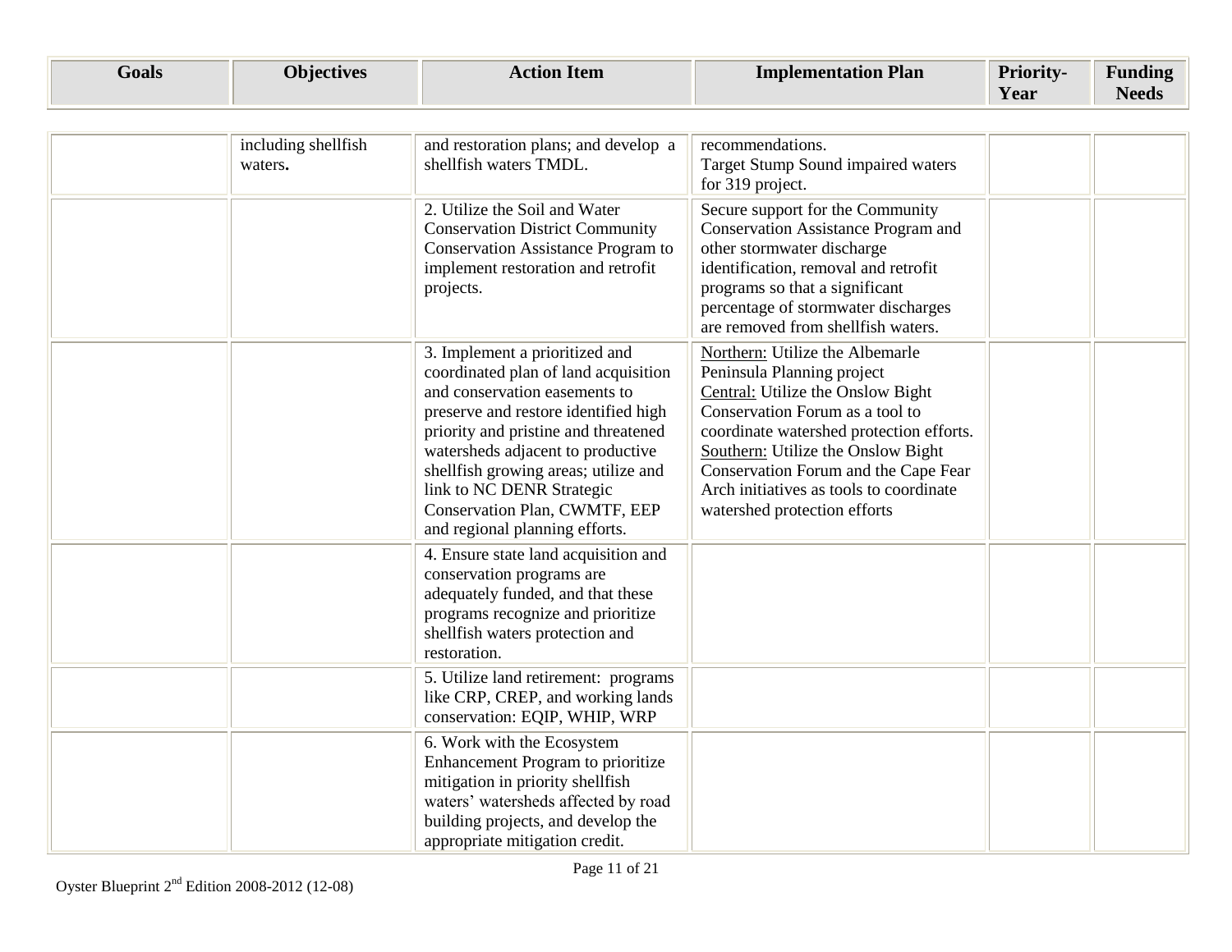| Goals | Objectives | Action Item | Implementation Plan | Priority-Year | Funding Needs |
|---|---|---|---|---|---|
| | including shellfish waters**.** | and restoration plans; and develop a shellfish waters TMDL. | recommendations.<br>Target Stump Sound impaired waters for 319 project. | | |
| | | 2. Utilize the Soil and Water Conservation District Community Conservation Assistance Program to implement restoration and retrofit projects. | Secure support for the Community Conservation Assistance Program and other stormwater discharge identification, removal and retrofit programs so that a significant percentage of stormwater discharges are removed from shellfish waters. | | |
| | | 3. Implement a prioritized and coordinated plan of land acquisition and conservation easements to preserve and restore identified high priority and pristine and threatened watersheds adjacent to productive shellfish growing areas; utilize and link to NC DENR Strategic Conservation Plan, CWMTF, EEP and regional planning efforts. | <u>Northern:</u> Utilize the Albemarle Peninsula Planning project<br><u>Central:</u> Utilize the Onslow Bight Conservation Forum as a tool to coordinate watershed protection efforts.<br><u>Southern:</u> Utilize the Onslow Bight Conservation Forum and the Cape Fear Arch initiatives as tools to coordinate watershed protection efforts | | |
| | | 4. Ensure state land acquisition and conservation programs are adequately funded, and that these programs recognize and prioritize shellfish waters protection and restoration. | | | |
| | | 5. Utilize land retirement: programs like CRP, CREP, and working lands conservation: EQIP, WHIP, WRP | | | |
| | | 6. Work with the Ecosystem Enhancement Program to prioritize mitigation in priority shellfish waters' watersheds affected by road building projects, and develop the appropriate mitigation credit. | | | |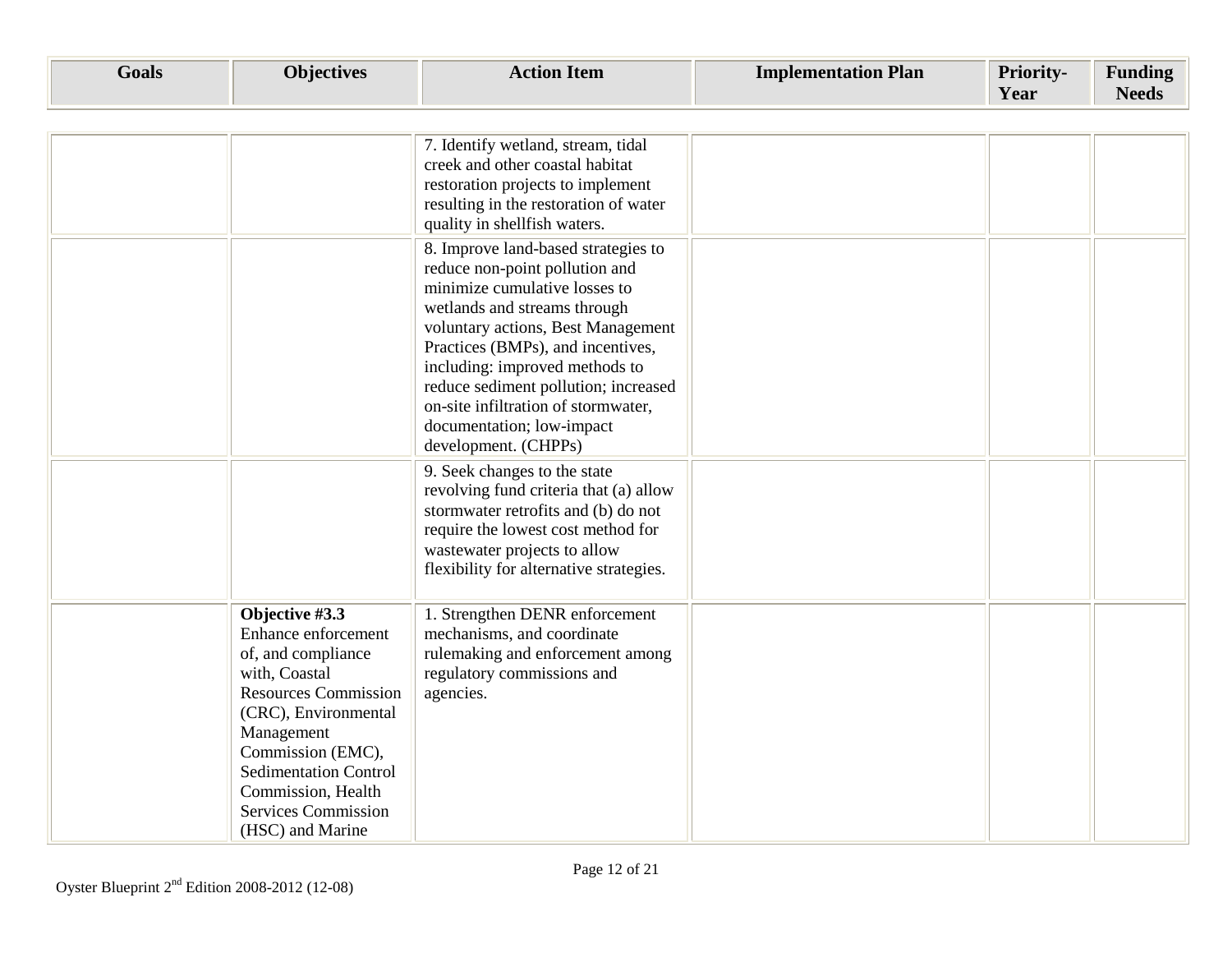| Goals | Objectives | Action Item | Implementation Plan | Priority-Year | Funding Needs |
|---|---|---|---|---|---|
| | | 7. Identify wetland, stream, tidal creek and other coastal habitat restoration projects to implement resulting in the restoration of water quality in shellfish waters. | | | |
| | | 8. Improve land-based strategies to reduce non-point pollution and minimize cumulative losses to wetlands and streams through voluntary actions, Best Management Practices (BMPs), and incentives, including: improved methods to reduce sediment pollution; increased on-site infiltration of stormwater, documentation; low-impact development. (CHPPs) | | | |
| | | 9. Seek changes to the state revolving fund criteria that (a) allow stormwater retrofits and (b) do not require the lowest cost method for wastewater projects to allow flexibility for alternative strategies. | | | |
| | **Objective #3.3** Enhance enforcement of, and compliance with, Coastal Resources Commission (CRC), Environmental Management Commission (EMC), Sedimentation Control Commission, Health Services Commission (HSC) and Marine | 1. Strengthen DENR enforcement mechanisms, and coordinate rulemaking and enforcement among regulatory commissions and agencies. | | | |

Oyster Blueprint 2nd Edition 2008-2012 (12-08)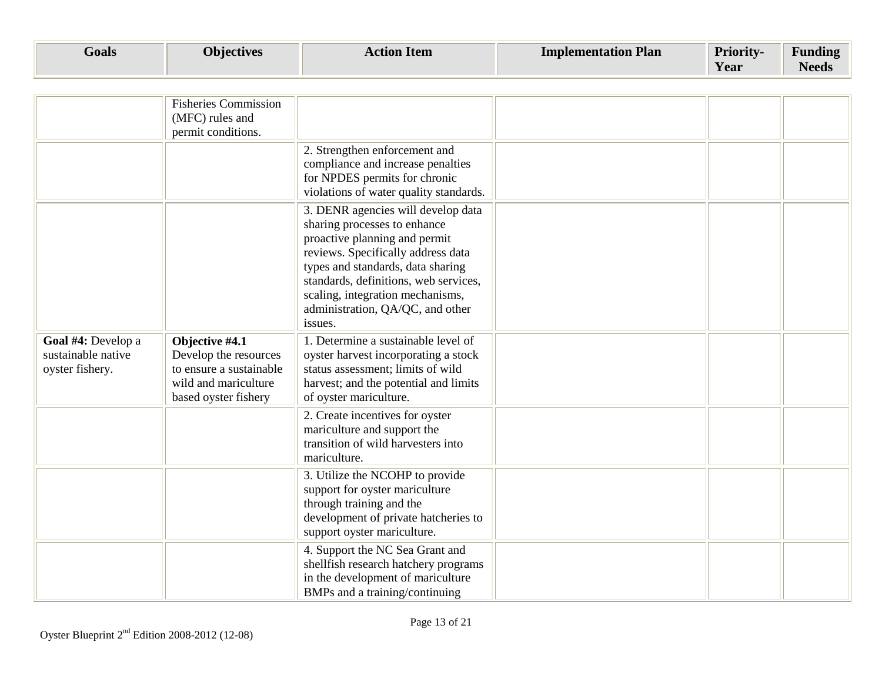| Goals | Objectives | Action Item | Implementation Plan | Priority-Year | Funding Needs |
|---|---|---|---|---|---|
| | Fisheries Commission (MFC) rules and permit conditions. | | | | |
| | | 2. Strengthen enforcement and compliance and increase penalties for NPDES permits for chronic violations of water quality standards. | | | |
| | | 3. DENR agencies will develop data sharing processes to enhance proactive planning and permit reviews. Specifically address data types and standards, data sharing standards, definitions, web services, scaling, integration mechanisms, administration, QA/QC, and other issues. | | | |
| **Goal #4:** Develop a sustainable native oyster fishery. | **Objective #4.1** Develop the resources to ensure a sustainable wild and mariculture based oyster fishery | 1. Determine a sustainable level of oyster harvest incorporating a stock status assessment; limits of wild harvest; and the potential and limits of oyster mariculture. | | | |
| | | 2. Create incentives for oyster mariculture and support the transition of wild harvesters into mariculture. | | | |
| | | 3. Utilize the NCOHP to provide support for oyster mariculture through training and the development of private hatcheries to support oyster mariculture. | | | |
| | | 4. Support the NC Sea Grant and shellfish research hatchery programs in the development of mariculture BMPs and a training/continuing | | | |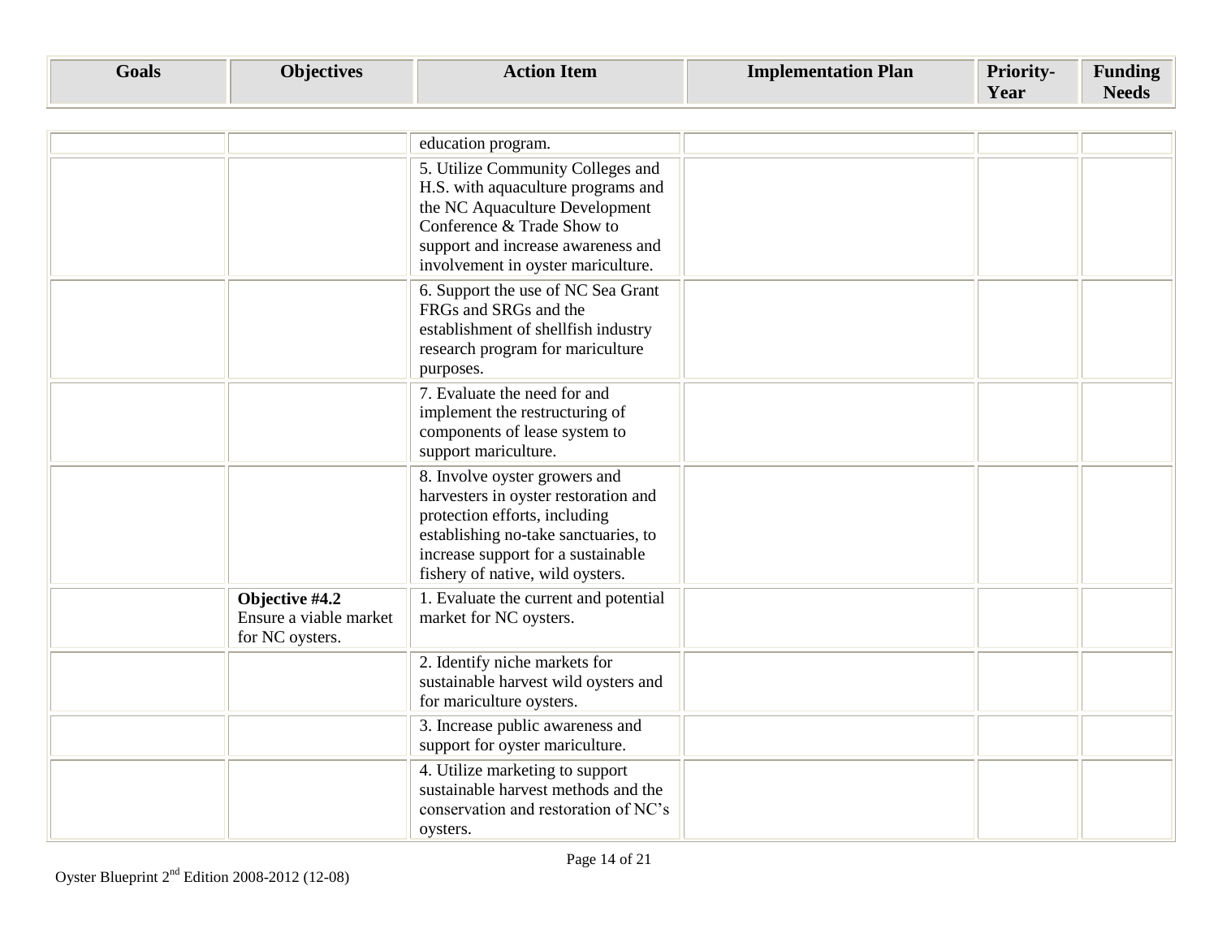| Goals | Objectives | Action Item | Implementation Plan | Priority-Year | Funding Needs |
|---|---|---|---|---|---|
| | | education program. | | | |
| | | 5. Utilize Community Colleges and H.S. with aquaculture programs and the NC Aquaculture Development Conference & Trade Show to support and increase awareness and involvement in oyster mariculture. | | | |
| | | 6. Support the use of NC Sea Grant FRGs and SRGs and the establishment of shellfish industry research program for mariculture purposes. | | | |
| | | 7. Evaluate the need for and implement the restructuring of components of lease system to support mariculture. | | | |
| | | 8. Involve oyster growers and harvesters in oyster restoration and protection efforts, including establishing no-take sanctuaries, to increase support for a sustainable fishery of native, wild oysters. | | | |
| | **Objective #4.2** Ensure a viable market for NC oysters. | 1. Evaluate the current and potential market for NC oysters. | | | |
| | | 2. Identify niche markets for sustainable harvest wild oysters and for mariculture oysters. | | | |
| | | 3. Increase public awareness and support for oyster mariculture. | | | |
| | | 4. Utilize marketing to support sustainable harvest methods and the conservation and restoration of NC's oysters. | | | |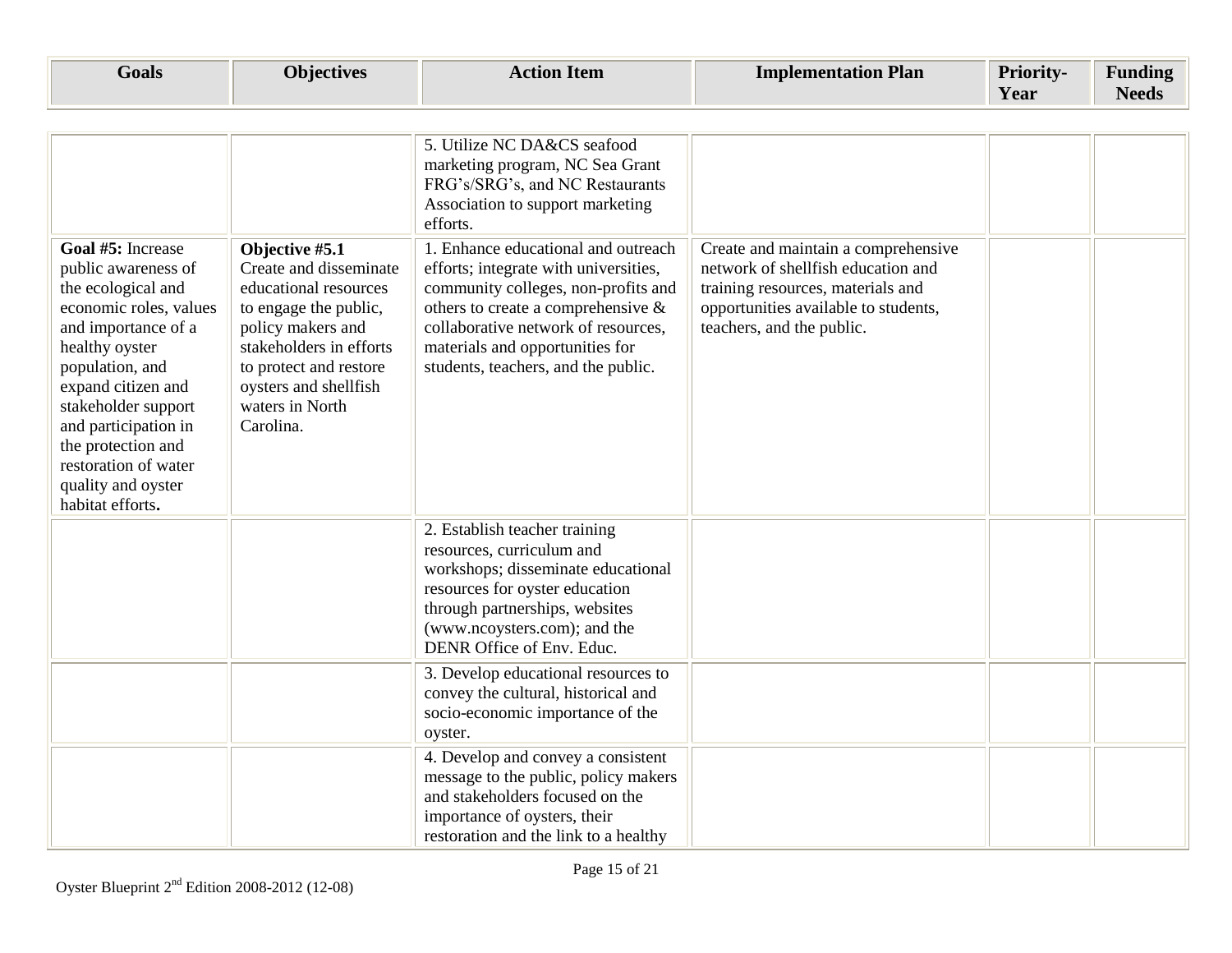| Goals | Objectives | Action Item | Implementation Plan | Priority-Year | Funding Needs |
|---|---|---|---|---|---|
| | | 5. Utilize NC DA&CS seafood marketing program, NC Sea Grant FRG's/SRG's, and NC Restaurants Association to support marketing efforts. | | | |
| **Goal #5:** Increase public awareness of the ecological and economic roles, values and importance of a healthy oyster population, and expand citizen and stakeholder support and participation in the protection and restoration of water quality and oyster habitat efforts**.** | **Objective #5.1** Create and disseminate educational resources to engage the public, policy makers and stakeholders in efforts to protect and restore oysters and shellfish waters in North Carolina. | 1. Enhance educational and outreach efforts; integrate with universities, community colleges, non-profits and others to create a comprehensive & collaborative network of resources, materials and opportunities for students, teachers, and the public. | Create and maintain a comprehensive network of shellfish education and training resources, materials and opportunities available to students, teachers, and the public. | | |
| | | 2. Establish teacher training resources, curriculum and workshops; disseminate educational resources for oyster education through partnerships, websites (www.ncoysters.com); and the DENR Office of Env. Educ. | | | |
| | | 3. Develop educational resources to convey the cultural, historical and socio-economic importance of the oyster. | | | |
| | | 4. Develop and convey a consistent message to the public, policy makers and stakeholders focused on the importance of oysters, their restoration and the link to a healthy | | | |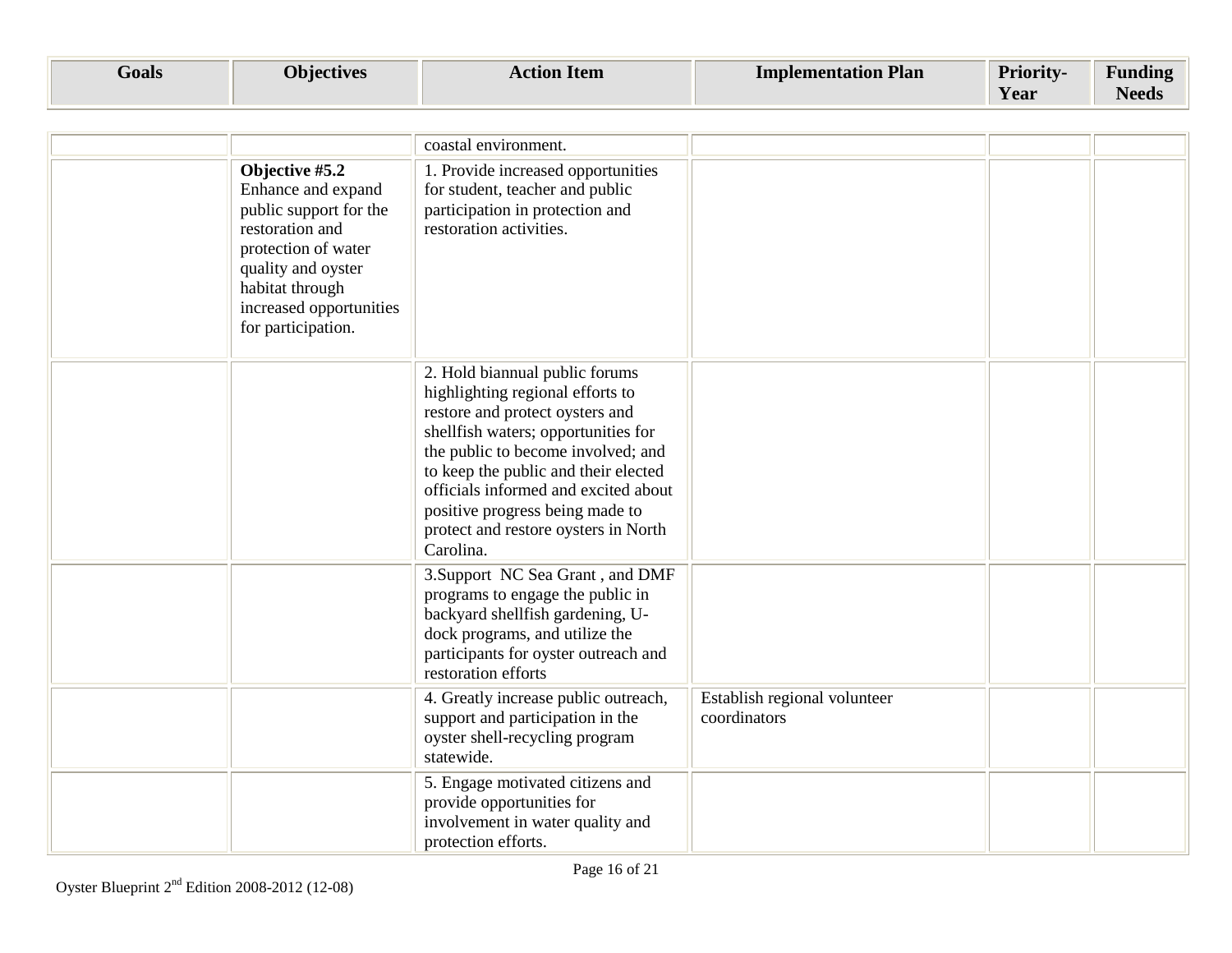| Goals | Objectives | Action Item | Implementation Plan | Priority-Year | Funding Needs |
|---|---|---|---|---|---|
| | | coastal environment. | | | |
| | **Objective #5.2** Enhance and expand public support for the restoration and protection of water quality and oyster habitat through increased opportunities for participation. | 1. Provide increased opportunities for student, teacher and public participation in protection and restoration activities. | | | |
| | | 2. Hold biannual public forums highlighting regional efforts to restore and protect oysters and shellfish waters; opportunities for the public to become involved; and to keep the public and their elected officials informed and excited about positive progress being made to protect and restore oysters in North Carolina. | | | |
| | | 3.Support NC Sea Grant , and DMF programs to engage the public in backyard shellfish gardening, U-dock programs, and utilize the participants for oyster outreach and restoration efforts | | | |
| | | 4. Greatly increase public outreach, support and participation in the oyster shell-recycling program statewide. | Establish regional volunteer coordinators | | |
| | | 5. Engage motivated citizens and provide opportunities for involvement in water quality and protection efforts. | | | |

Oyster Blueprint 2nd Edition 2008-2012 (12-08)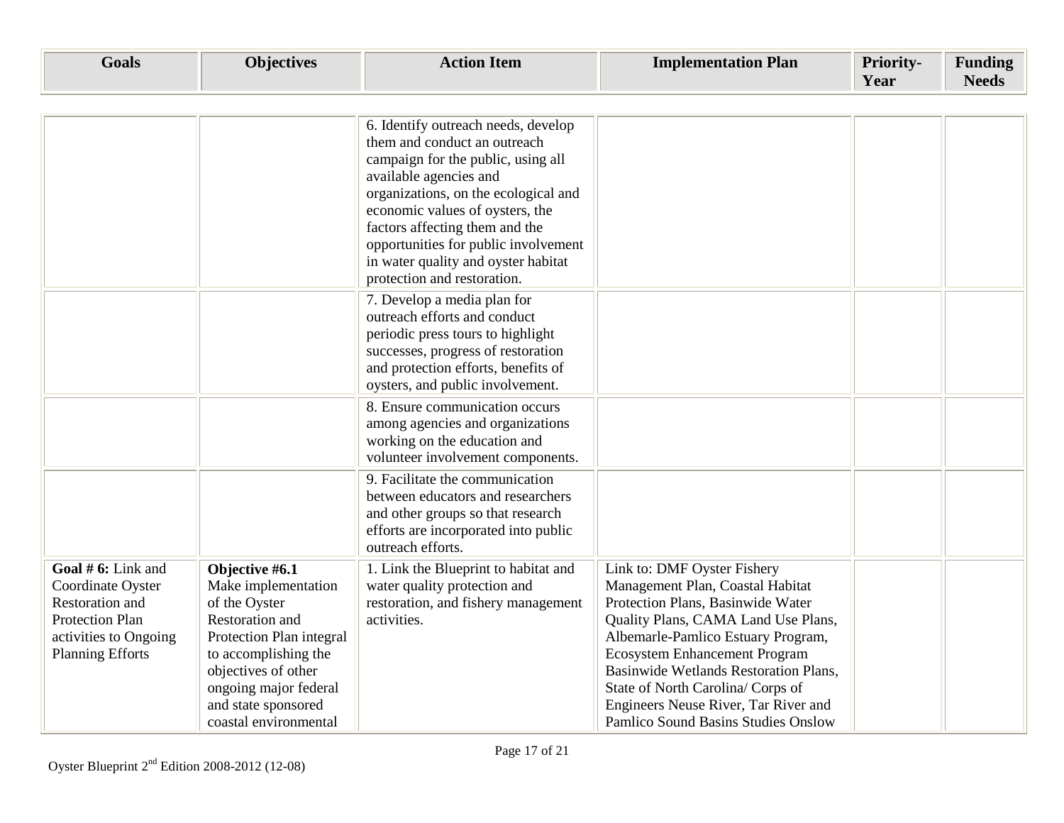| Goals | Objectives | Action Item | Implementation Plan | Priority-Year | Funding Needs |
|---|---|---|---|---|---|
| | | 6. Identify outreach needs, develop them and conduct an outreach campaign for the public, using all available agencies and organizations, on the ecological and economic values of oysters, the factors affecting them and the opportunities for public involvement in water quality and oyster habitat protection and restoration. | | | |
| | | 7. Develop a media plan for outreach efforts and conduct periodic press tours to highlight successes, progress of restoration and protection efforts, benefits of oysters, and public involvement. | | | |
| | | 8. Ensure communication occurs among agencies and organizations working on the education and volunteer involvement components. | | | |
| | | 9. Facilitate the communication between educators and researchers and other groups so that research efforts are incorporated into public outreach efforts. | | | |
| **Goal # 6:** Link and Coordinate Oyster Restoration and Protection Plan activities to Ongoing Planning Efforts | **Objective #6.1** Make implementation of the Oyster Restoration and Protection Plan integral to accomplishing the objectives of other ongoing major federal and state sponsored coastal environmental | 1. Link the Blueprint to habitat and water quality protection and restoration, and fishery management activities. | Link to: DMF Oyster Fishery Management Plan, Coastal Habitat Protection Plans, Basinwide Water Quality Plans, CAMA Land Use Plans, Albemarle-Pamlico Estuary Program, Ecosystem Enhancement Program Basinwide Wetlands Restoration Plans, State of North Carolina/ Corps of Engineers Neuse River, Tar River and Pamlico Sound Basins Studies Onslow | | |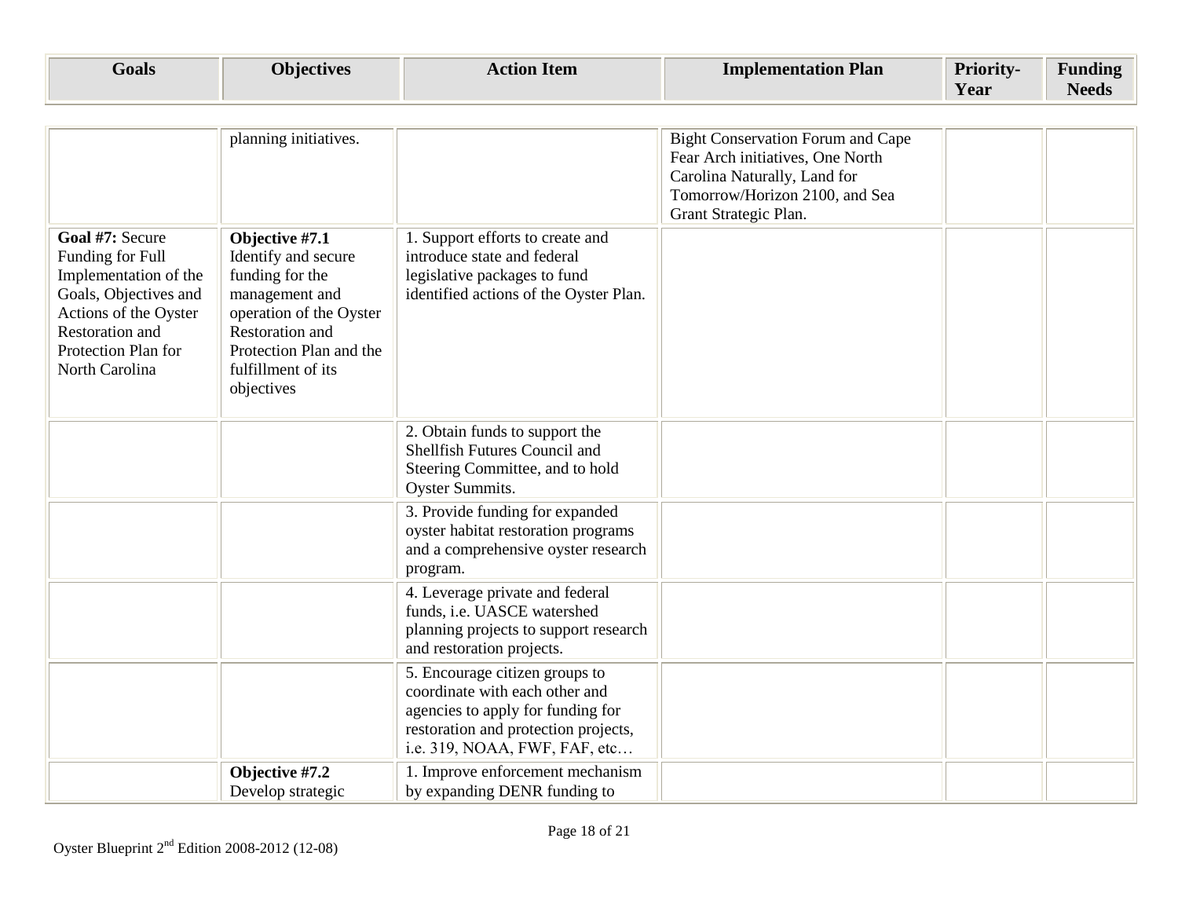| Goals | Objectives | Action Item | Implementation Plan | Priority-Year | Funding Needs |
|---|---|---|---|---|---|
| | planning initiatives. | | Bight Conservation Forum and Cape Fear Arch initiatives, One North Carolina Naturally, Land for Tomorrow/Horizon 2100, and Sea Grant Strategic Plan. | | |
| **Goal #7:** Secure Funding for Full Implementation of the Goals, Objectives and Actions of the Oyster Restoration and Protection Plan for North Carolina | **Objective #7.1** Identify and secure funding for the management and operation of the Oyster Restoration and Protection Plan and the fulfillment of its objectives | 1. Support efforts to create and introduce state and federal legislative packages to fund identified actions of the Oyster Plan. | | | |
| | | 2. Obtain funds to support the Shellfish Futures Council and Steering Committee, and to hold Oyster Summits. | | | |
| | | 3. Provide funding for expanded oyster habitat restoration programs and a comprehensive oyster research program. | | | |
| | | 4. Leverage private and federal funds, i.e. UASCE watershed planning projects to support research and restoration projects. | | | |
| | | 5. Encourage citizen groups to coordinate with each other and agencies to apply for funding for restoration and protection projects, i.e. 319, NOAA, FWF, FAF, etc… | | | |
| | **Objective #7.2** Develop strategic | 1. Improve enforcement mechanism by expanding DENR funding to | | | |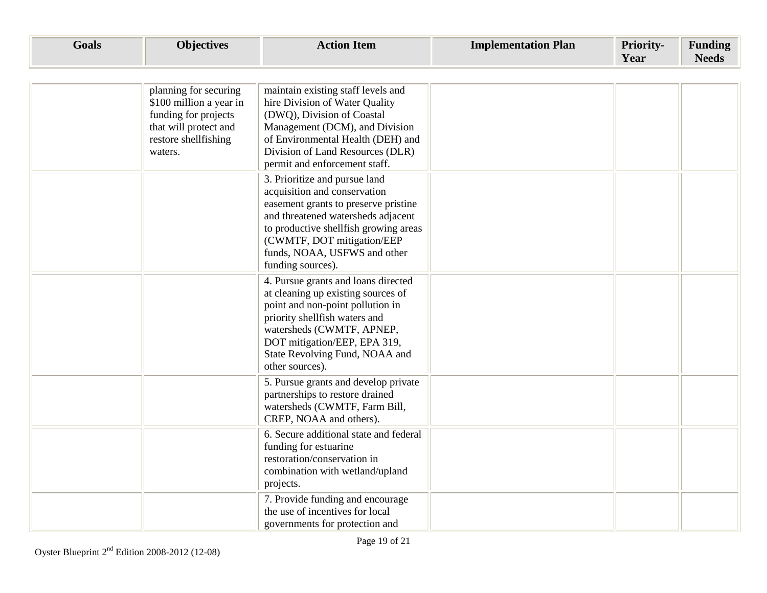| Goals | Objectives | Action Item | Implementation Plan | Priority-Year | Funding Needs |
|---|---|---|---|---|---|
| | planning for securing $100 million a year in funding for projects that will protect and restore shellfishing waters. | maintain existing staff levels and hire Division of Water Quality (DWQ), Division of Coastal Management (DCM), and Division of Environmental Health (DEH) and Division of Land Resources (DLR) permit and enforcement staff. | | | |
| | | 3. Prioritize and pursue land acquisition and conservation easement grants to preserve pristine and threatened watersheds adjacent to productive shellfish growing areas (CWMTF, DOT mitigation/EEP funds, NOAA, USFWS and other funding sources). | | | |
| | | 4. Pursue grants and loans directed at cleaning up existing sources of point and non-point pollution in priority shellfish waters and watersheds (CWMTF, APNEP, DOT mitigation/EEP, EPA 319, State Revolving Fund, NOAA and other sources). | | | |
| | | 5. Pursue grants and develop private partnerships to restore drained watersheds (CWMTF, Farm Bill, CREP, NOAA and others). | | | |
| | | 6. Secure additional state and federal funding for estuarine restoration/conservation in combination with wetland/upland projects. | | | |
| | | 7. Provide funding and encourage the use of incentives for local governments for protection and | | | |

Oyster Blueprint 2[nd] Edition 2008-2012 (12-08)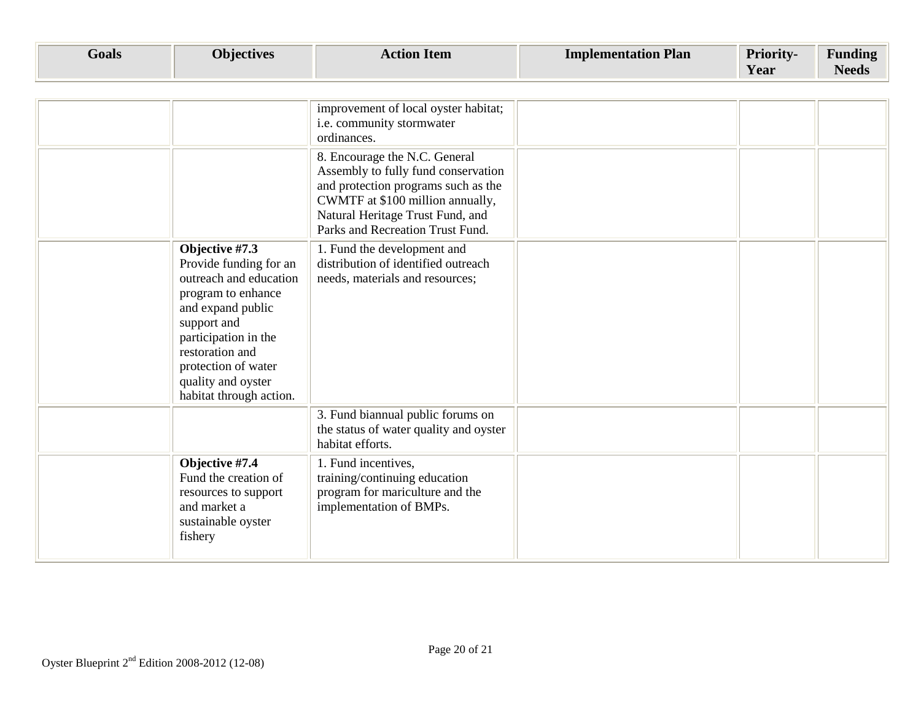| Goals | Objectives | Action Item | Implementation Plan | Priority-Year | Funding Needs |
|---|---|---|---|---|---|
| | | improvement of local oyster habitat; i.e. community stormwater ordinances. | | | |
| | | 8. Encourage the N.C. General Assembly to fully fund conservation and protection programs such as the CWMTF at $100 million annually, Natural Heritage Trust Fund, and Parks and Recreation Trust Fund. | | | |
| | **Objective #7.3** Provide funding for an outreach and education program to enhance and expand public support and participation in the restoration and protection of water quality and oyster habitat through action. | 1. Fund the development and distribution of identified outreach needs, materials and resources; | | | |
| | | 3. Fund biannual public forums on the status of water quality and oyster habitat efforts. | | | |
| | **Objective #7.4** Fund the creation of resources to support and market a sustainable oyster fishery | 1. Fund incentives, training/continuing education program for mariculture and the implementation of BMPs. | | | |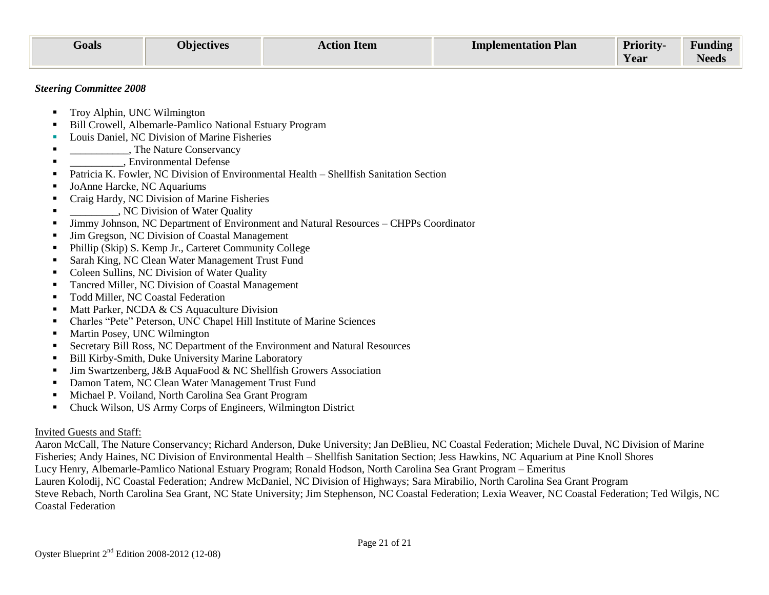| Goals | Objectives | Action Item | Implementation Plan | Priority-Year | Funding Needs |
|---|---|---|---|---|---|

***Steering Committee 2008***

- Troy Alphin, UNC Wilmington
- Bill Crowell, Albemarle-Pamlico National Estuary Program
- Louis Daniel, NC Division of Marine Fisheries
- ___________, The Nature Conservancy
- __________, Environmental Defense
- Patricia K. Fowler, NC Division of Environmental Health – Shellfish Sanitation Section
- JoAnne Harcke, NC Aquariums
- Craig Hardy, NC Division of Marine Fisheries
- _________, NC Division of Water Quality
- Jimmy Johnson, NC Department of Environment and Natural Resources – CHPPs Coordinator
- Jim Gregson, NC Division of Coastal Management
- Phillip (Skip) S. Kemp Jr., Carteret Community College
- Sarah King, NC Clean Water Management Trust Fund
- Coleen Sullins, NC Division of Water Quality
- Tancred Miller, NC Division of Coastal Management
- Todd Miller, NC Coastal Federation
- Matt Parker, NCDA & CS Aquaculture Division
- Charles "Pete" Peterson, UNC Chapel Hill Institute of Marine Sciences
- Martin Posey, UNC Wilmington
- Secretary Bill Ross, NC Department of the Environment and Natural Resources
- Bill Kirby-Smith, Duke University Marine Laboratory
- Jim Swartzenberg, J&B AquaFood & NC Shellfish Growers Association
- Damon Tatem, NC Clean Water Management Trust Fund
- Michael P. Voiland, North Carolina Sea Grant Program
- Chuck Wilson, US Army Corps of Engineers, Wilmington District

Invited Guests and Staff:

Aaron McCall, The Nature Conservancy; Richard Anderson, Duke University; Jan DeBlieu, NC Coastal Federation; Michele Duval, NC Division of Marine Fisheries; Andy Haines, NC Division of Environmental Health – Shellfish Sanitation Section; Jess Hawkins, NC Aquarium at Pine Knoll Shores
Lucy Henry, Albemarle-Pamlico National Estuary Program; Ronald Hodson, North Carolina Sea Grant Program – Emeritus
Lauren Kolodij, NC Coastal Federation; Andrew McDaniel, NC Division of Highways; Sara Mirabilio, North Carolina Sea Grant Program
Steve Rebach, North Carolina Sea Grant, NC State University; Jim Stephenson, NC Coastal Federation; Lexia Weaver, NC Coastal Federation; Ted Wilgis, NC Coastal Federation